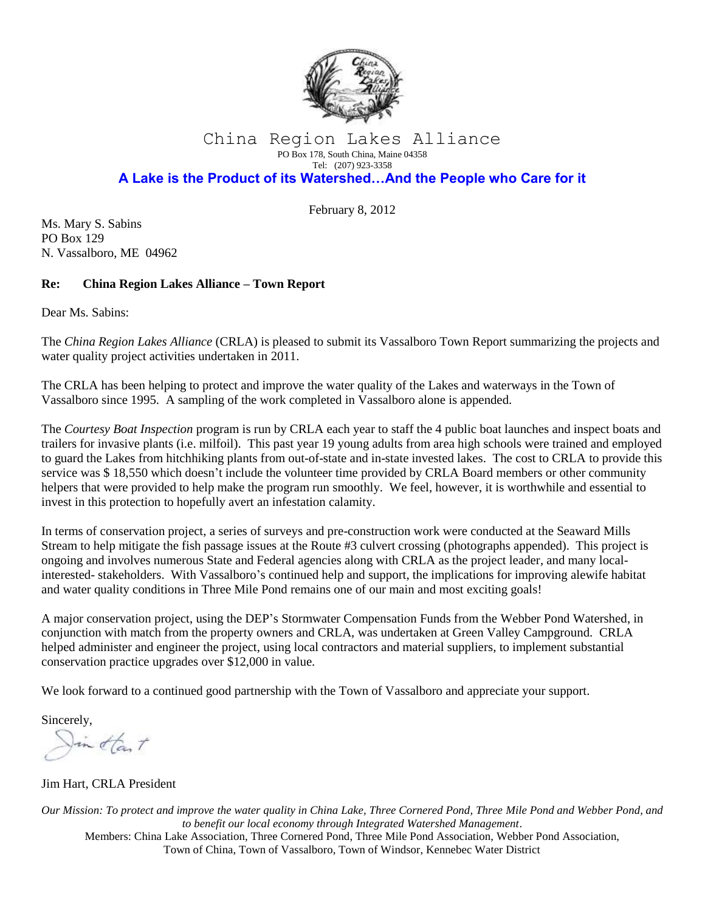# China Region Lakes Alliance

PO Box 178, South China, Maine 04358
Tel: (207) 923-3358

**A Lake is the Product of its Watershed…And the People who Care for it**

February 8, 2012

Ms. Mary S. Sabins
PO Box 129
N. Vassalboro, ME 04962

**Re: China Region Lakes Alliance – Town Report**

Dear Ms. Sabins:

The *China Region Lakes Alliance* (CRLA) is pleased to submit its Vassalboro Town Report summarizing the projects and water quality project activities undertaken in 2011.

The CRLA has been helping to protect and improve the water quality of the Lakes and waterways in the Town of Vassalboro since 1995. A sampling of the work completed in Vassalboro alone is appended.

The *Courtesy Boat Inspection* program is run by CRLA each year to staff the 4 public boat launches and inspect boats and trailers for invasive plants (i.e. milfoil). This past year 19 young adults from area high schools were trained and employed to guard the Lakes from hitchhiking plants from out-of-state and in-state invested lakes. The cost to CRLA to provide this service was $ 18,550 which doesn't include the volunteer time provided by CRLA Board members or other community helpers that were provided to help make the program run smoothly. We feel, however, it is worthwhile and essential to invest in this protection to hopefully avert an infestation calamity.

In terms of conservation project, a series of surveys and pre-construction work were conducted at the Seaward Mills Stream to help mitigate the fish passage issues at the Route #3 culvert crossing (photographs appended). This project is ongoing and involves numerous State and Federal agencies along with CRLA as the project leader, and many local-interested- stakeholders. With Vassalboro's continued help and support, the implications for improving alewife habitat and water quality conditions in Three Mile Pond remains one of our main and most exciting goals!

A major conservation project, using the DEP's Stormwater Compensation Funds from the Webber Pond Watershed, in conjunction with match from the property owners and CRLA, was undertaken at Green Valley Campground. CRLA helped administer and engineer the project, using local contractors and material suppliers, to implement substantial conservation practice upgrades over $12,000 in value.

We look forward to a continued good partnership with the Town of Vassalboro and appreciate your support.

Sincerely,

Jim Hart

Jim Hart, CRLA President

*Our Mission: To protect and improve the water quality in China Lake, Three Cornered Pond, Three Mile Pond and Webber Pond, and to benefit our local economy through Integrated Watershed Management*.

Members: China Lake Association, Three Cornered Pond, Three Mile Pond Association, Webber Pond Association, Town of China, Town of Vassalboro, Town of Windsor, Kennebec Water District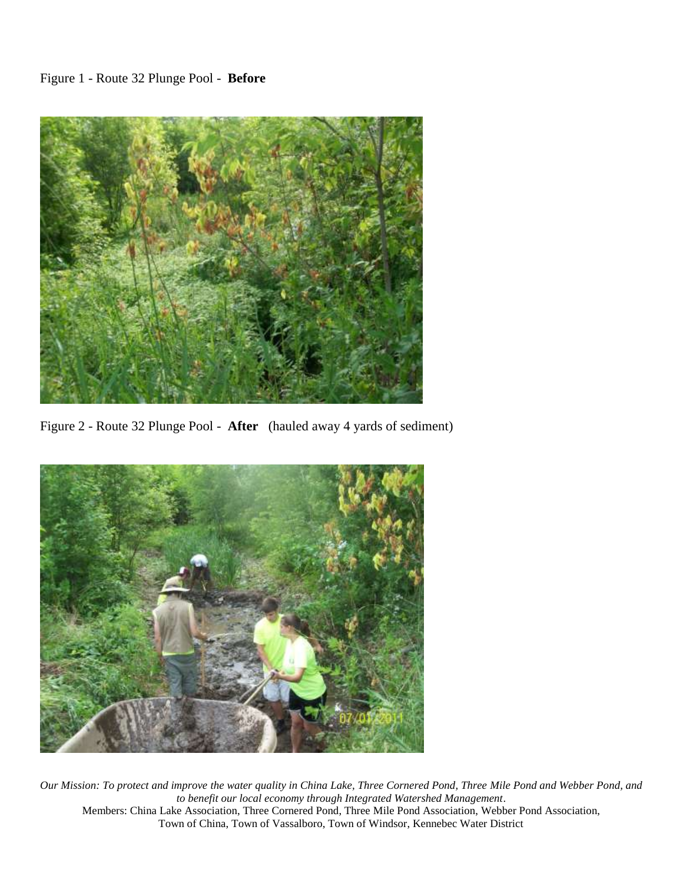Figure 1 - Route 32 Plunge Pool - **Before**

Figure 2 - Route 32 Plunge Pool - **After** (hauled away 4 yards of sediment)

*Our Mission: To protect and improve the water quality in China Lake, Three Cornered Pond, Three Mile Pond and Webber Pond, and to benefit our local economy through Integrated Watershed Management.*
Members: China Lake Association, Three Cornered Pond, Three Mile Pond Association, Webber Pond Association, Town of China, Town of Vassalboro, Town of Windsor, Kennebec Water District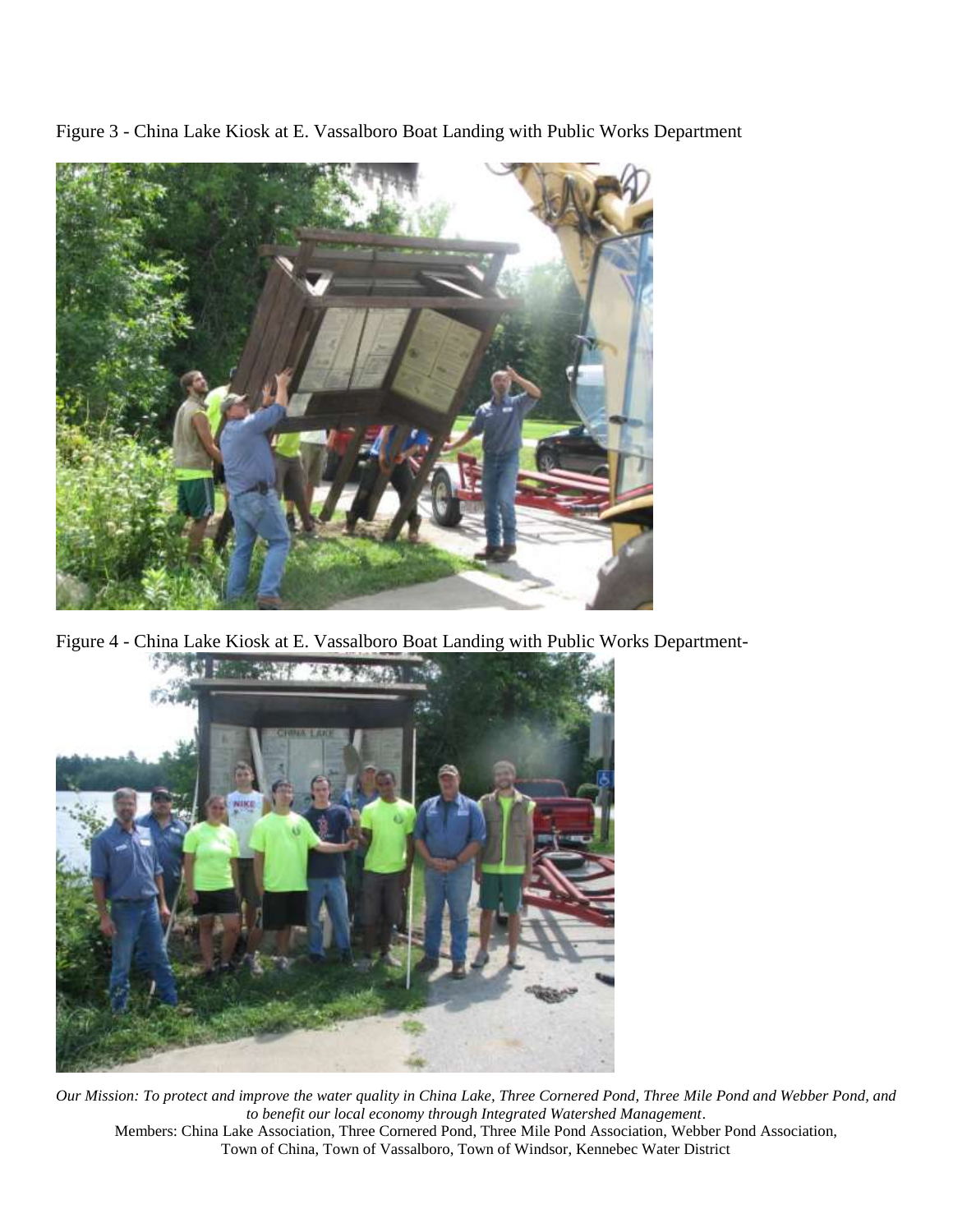Figure 3 - China Lake Kiosk at E. Vassalboro Boat Landing with Public Works Department

Figure 4 - China Lake Kiosk at E. Vassalboro Boat Landing with Public Works Department-

*Our Mission: To protect and improve the water quality in China Lake, Three Cornered Pond, Three Mile Pond and Webber Pond, and to benefit our local economy through Integrated Watershed Management.*

Members: China Lake Association, Three Cornered Pond, Three Mile Pond Association, Webber Pond Association, Town of China, Town of Vassalboro, Town of Windsor, Kennebec Water District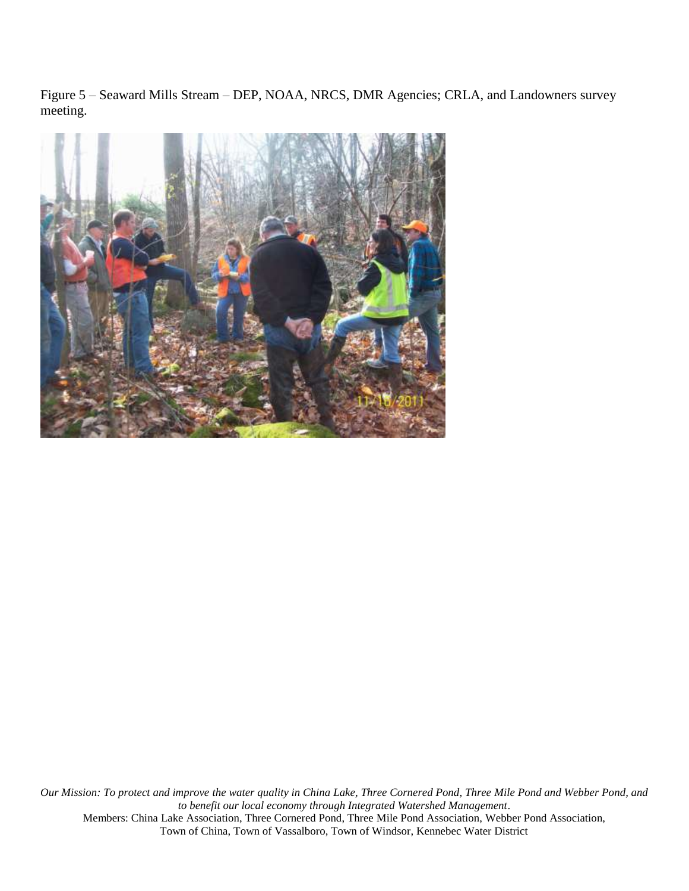Figure 5 – Seaward Mills Stream – DEP, NOAA, NRCS, DMR Agencies; CRLA, and Landowners survey meeting.

*Our Mission: To protect and improve the water quality in China Lake, Three Cornered Pond, Three Mile Pond and Webber Pond, and to benefit our local economy through Integrated Watershed Management.*

Members: China Lake Association, Three Cornered Pond, Three Mile Pond Association, Webber Pond Association, Town of China, Town of Vassalboro, Town of Windsor, Kennebec Water District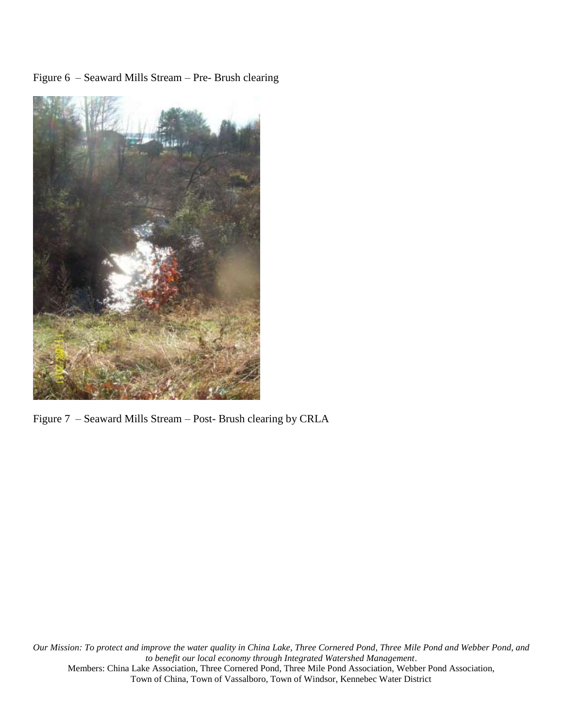Figure 6 – Seaward Mills Stream – Pre- Brush clearing

Figure 7 – Seaward Mills Stream – Post- Brush clearing by CRLA

*Our Mission: To protect and improve the water quality in China Lake, Three Cornered Pond, Three Mile Pond and Webber Pond, and to benefit our local economy through Integrated Watershed Management*.
Members: China Lake Association, Three Cornered Pond, Three Mile Pond Association, Webber Pond Association, Town of China, Town of Vassalboro, Town of Windsor, Kennebec Water District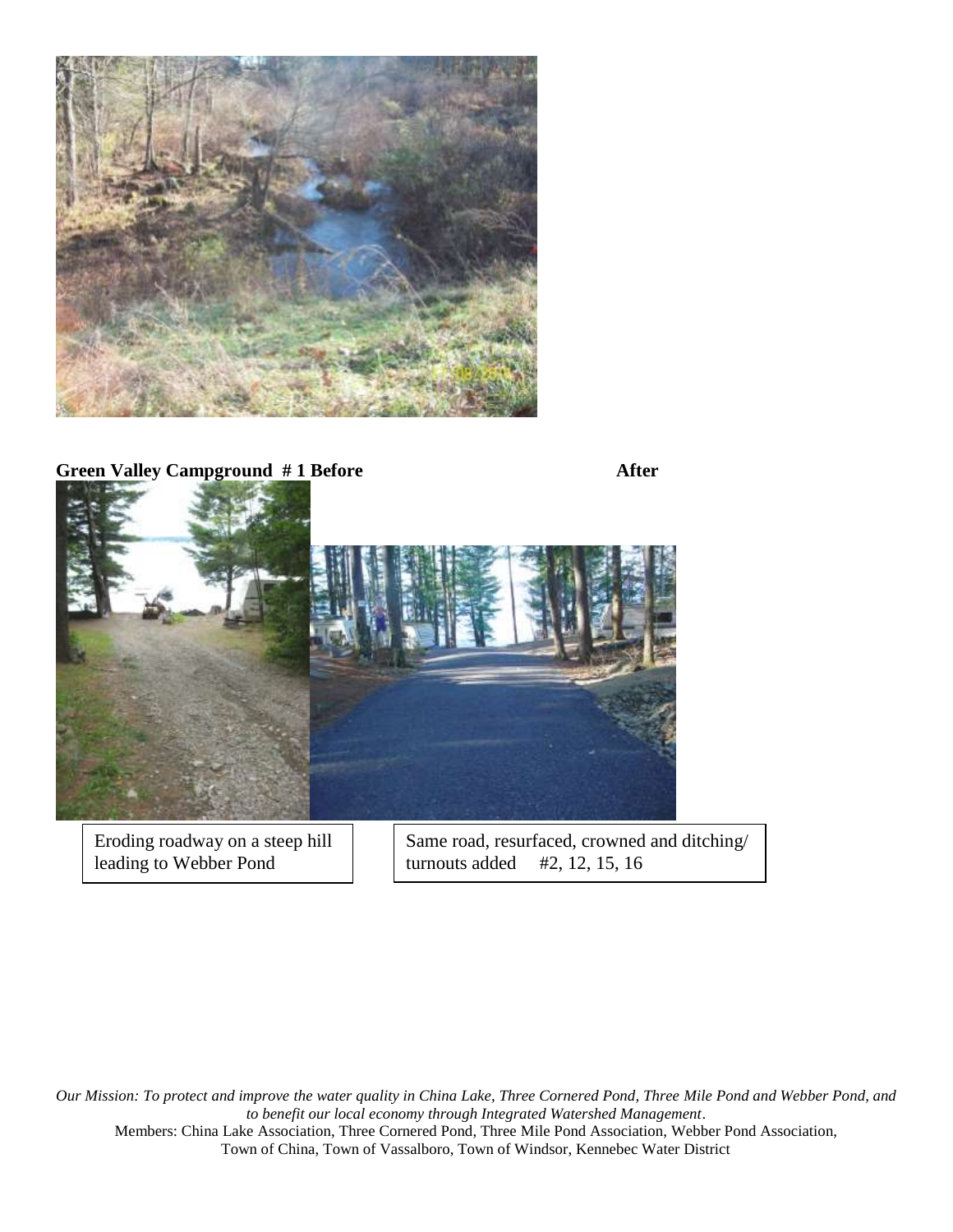**Green Valley Campground # 1 Before** **After**

Eroding roadway on a steep hill leading to Webber Pond

Same road, resurfaced, crowned and ditching/ turnouts added #2, 12, 15, 16

*Our Mission: To protect and improve the water quality in China Lake, Three Cornered Pond, Three Mile Pond and Webber Pond, and to benefit our local economy through Integrated Watershed Management.*

Members: China Lake Association, Three Cornered Pond, Three Mile Pond Association, Webber Pond Association, Town of China, Town of Vassalboro, Town of Windsor, Kennebec Water District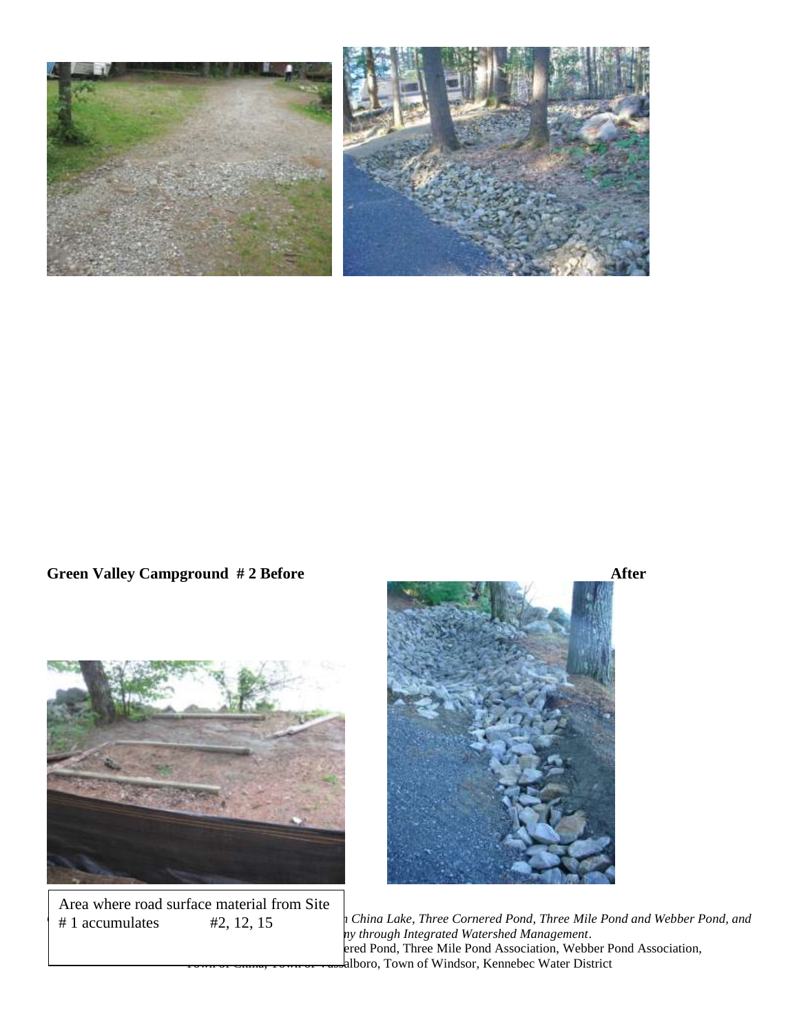**Green Valley Campground # 2 Before** **After**

Area where road surface material from Site # 1 accumulates #2, 12, 15

*...China Lake, Three Cornered Pond, Three Mile Pond and Webber Pond, and ...ny through Integrated Watershed Management*.

...ered Pond, Three Mile Pond Association, Webber Pond Association, ...alboro, Town of Windsor, Kennebec Water District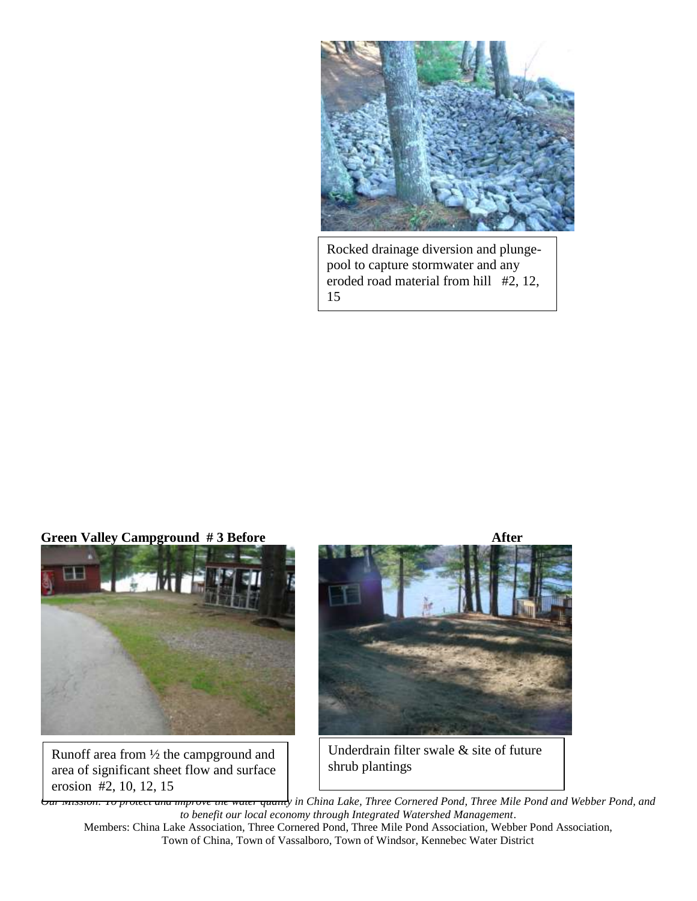Rocked drainage diversion and plunge-pool to capture stormwater and any eroded road material from hill #2, 12, 15

**Green Valley Campground # 3 Before** **After**

Runoff area from ½ the campground and area of significant sheet flow and surface erosion #2, 10, 12, 15

Underdrain filter swale & site of future shrub plantings

*Our Mission: To protect and improve the water quality in China Lake, Three Cornered Pond, Three Mile Pond and Webber Pond, and to benefit our local economy through Integrated Watershed Management*.

Members: China Lake Association, Three Cornered Pond, Three Mile Pond Association, Webber Pond Association, Town of China, Town of Vassalboro, Town of Windsor, Kennebec Water District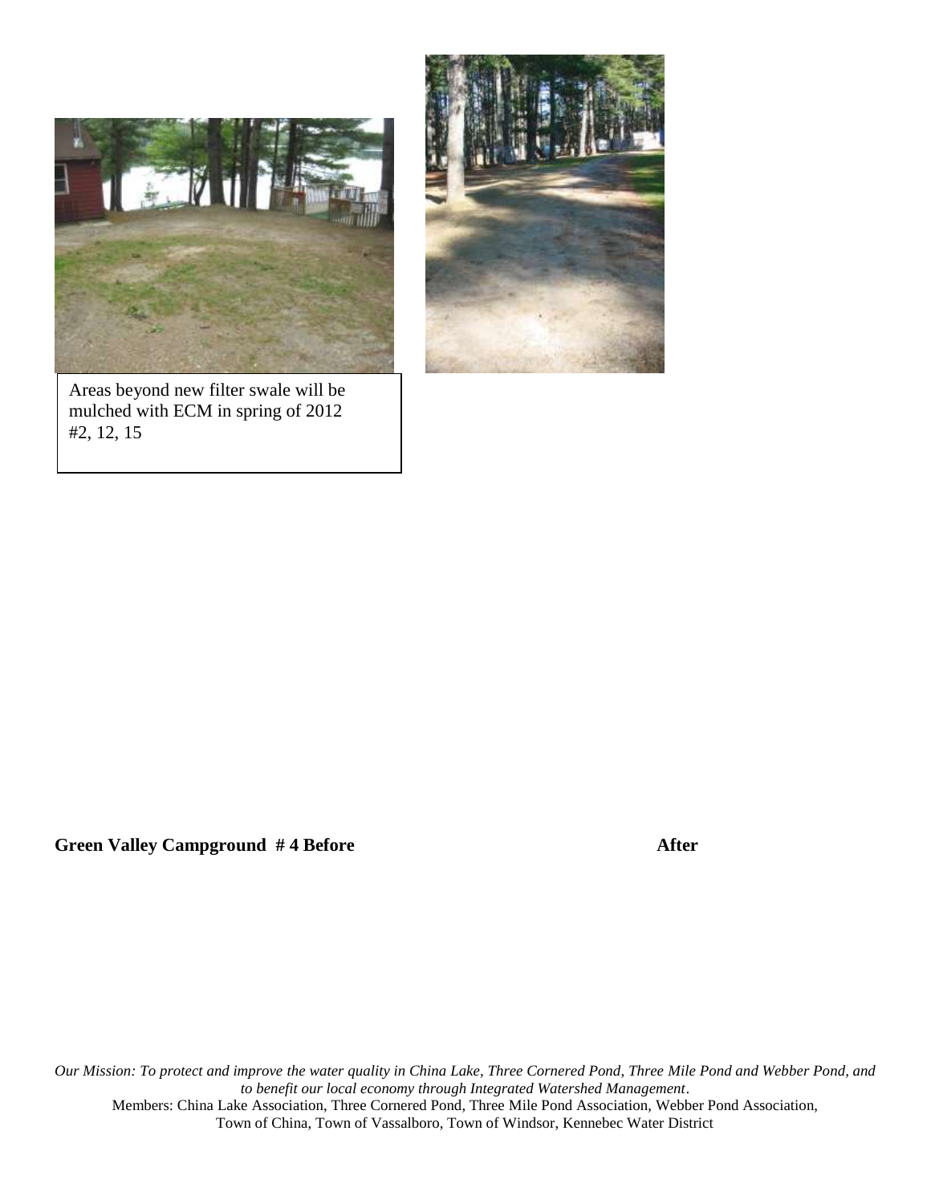Areas beyond new filter swale will be mulched with ECM in spring of 2012 #2, 12, 15

**Green Valley Campground # 4 Before** **After**

*Our Mission: To protect and improve the water quality in China Lake, Three Cornered Pond, Three Mile Pond and Webber Pond, and to benefit our local economy through Integrated Watershed Management.*

Members: China Lake Association, Three Cornered Pond, Three Mile Pond Association, Webber Pond Association, Town of China, Town of Vassalboro, Town of Windsor, Kennebec Water District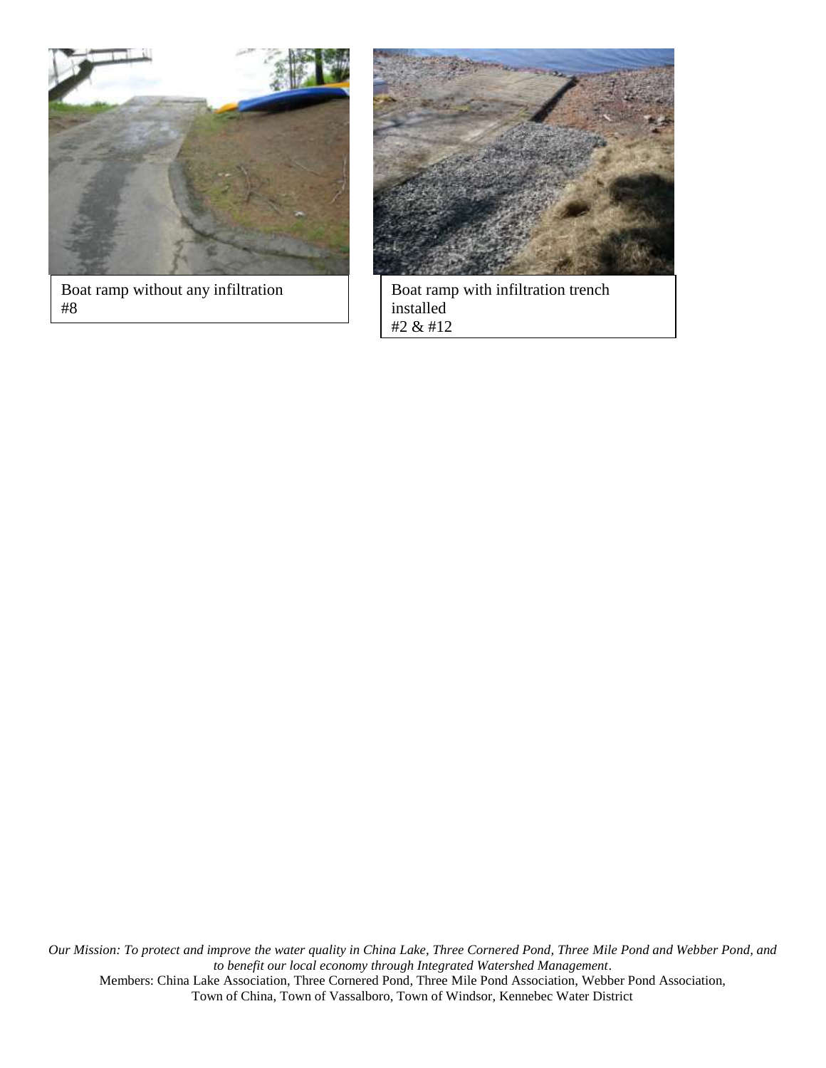Boat ramp without any infiltration
#8

Boat ramp with infiltration trench installed
#2 & #12

*Our Mission: To protect and improve the water quality in China Lake, Three Cornered Pond, Three Mile Pond and Webber Pond, and to benefit our local economy through Integrated Watershed Management*.

Members: China Lake Association, Three Cornered Pond, Three Mile Pond Association, Webber Pond Association, Town of China, Town of Vassalboro, Town of Windsor, Kennebec Water District